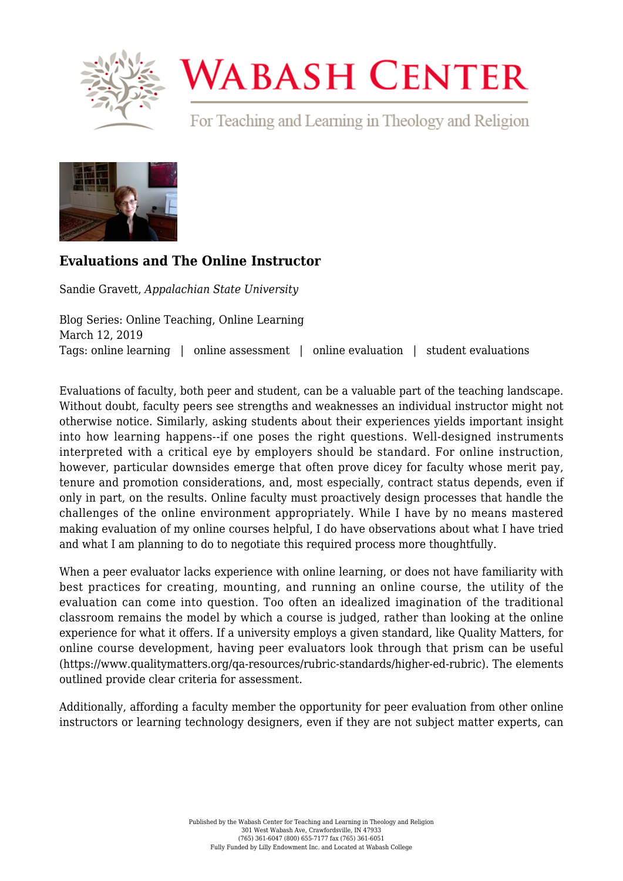# Evaluations and The Online Instructor

Sandie Gravett, *Appalachian State University*

Blog Series: Online Teaching, Online Learning
March 12, 2019
Tags: online learning | online assessment | online evaluation | student evaluations

Evaluations of faculty, both peer and student, can be a valuable part of the teaching landscape. Without doubt, faculty peers see strengths and weaknesses an individual instructor might not otherwise notice. Similarly, asking students about their experiences yields important insight into how learning happens--if one poses the right questions. Well-designed instruments interpreted with a critical eye by employers should be standard. For online instruction, however, particular downsides emerge that often prove dicey for faculty whose merit pay, tenure and promotion considerations, and, most especially, contract status depends, even if only in part, on the results. Online faculty must proactively design processes that handle the challenges of the online environment appropriately. While I have by no means mastered making evaluation of my online courses helpful, I do have observations about what I have tried and what I am planning to do to negotiate this required process more thoughtfully.

When a peer evaluator lacks experience with online learning, or does not have familiarity with best practices for creating, mounting, and running an online course, the utility of the evaluation can come into question. Too often an idealized imagination of the traditional classroom remains the model by which a course is judged, rather than looking at the online experience for what it offers. If a university employs a given standard, like Quality Matters, for online course development, having peer evaluators look through that prism can be useful (https://www.qualitymatters.org/qa-resources/rubric-standards/higher-ed-rubric). The elements outlined provide clear criteria for assessment.

Additionally, affording a faculty member the opportunity for peer evaluation from other online instructors or learning technology designers, even if they are not subject matter experts, can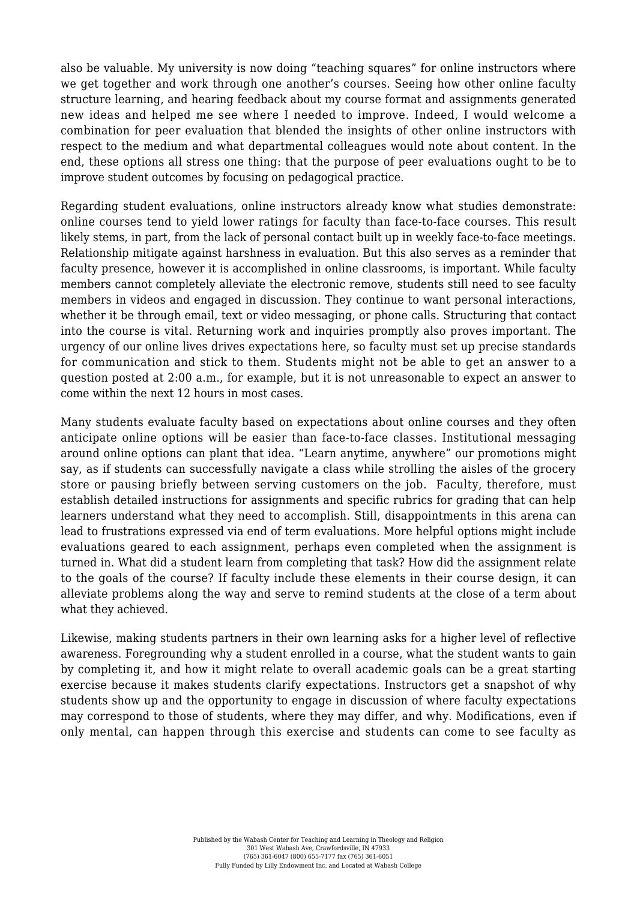also be valuable. My university is now doing "teaching squares" for online instructors where we get together and work through one another's courses. Seeing how other online faculty structure learning, and hearing feedback about my course format and assignments generated new ideas and helped me see where I needed to improve. Indeed, I would welcome a combination for peer evaluation that blended the insights of other online instructors with respect to the medium and what departmental colleagues would note about content. In the end, these options all stress one thing: that the purpose of peer evaluations ought to be to improve student outcomes by focusing on pedagogical practice.

Regarding student evaluations, online instructors already know what studies demonstrate: online courses tend to yield lower ratings for faculty than face-to-face courses. This result likely stems, in part, from the lack of personal contact built up in weekly face-to-face meetings. Relationship mitigate against harshness in evaluation. But this also serves as a reminder that faculty presence, however it is accomplished in online classrooms, is important. While faculty members cannot completely alleviate the electronic remove, students still need to see faculty members in videos and engaged in discussion. They continue to want personal interactions, whether it be through email, text or video messaging, or phone calls. Structuring that contact into the course is vital. Returning work and inquiries promptly also proves important. The urgency of our online lives drives expectations here, so faculty must set up precise standards for communication and stick to them. Students might not be able to get an answer to a question posted at 2:00 a.m., for example, but it is not unreasonable to expect an answer to come within the next 12 hours in most cases.

Many students evaluate faculty based on expectations about online courses and they often anticipate online options will be easier than face-to-face classes. Institutional messaging around online options can plant that idea. "Learn anytime, anywhere" our promotions might say, as if students can successfully navigate a class while strolling the aisles of the grocery store or pausing briefly between serving customers on the job. Faculty, therefore, must establish detailed instructions for assignments and specific rubrics for grading that can help learners understand what they need to accomplish. Still, disappointments in this arena can lead to frustrations expressed via end of term evaluations. More helpful options might include evaluations geared to each assignment, perhaps even completed when the assignment is turned in. What did a student learn from completing that task? How did the assignment relate to the goals of the course? If faculty include these elements in their course design, it can alleviate problems along the way and serve to remind students at the close of a term about what they achieved.

Likewise, making students partners in their own learning asks for a higher level of reflective awareness. Foregrounding why a student enrolled in a course, what the student wants to gain by completing it, and how it might relate to overall academic goals can be a great starting exercise because it makes students clarify expectations. Instructors get a snapshot of why students show up and the opportunity to engage in discussion of where faculty expectations may correspond to those of students, where they may differ, and why. Modifications, even if only mental, can happen through this exercise and students can come to see faculty as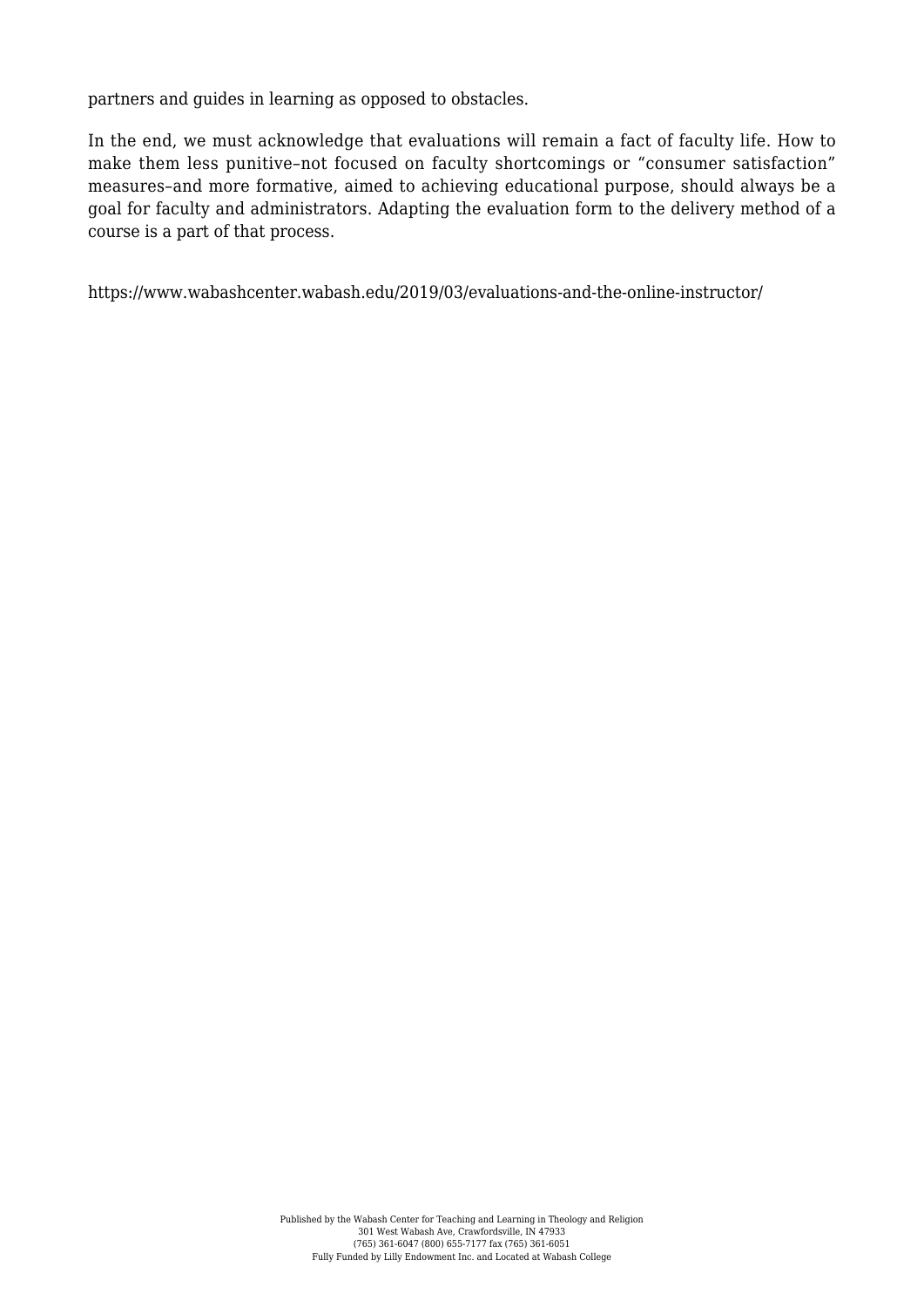partners and guides in learning as opposed to obstacles.

In the end, we must acknowledge that evaluations will remain a fact of faculty life. How to make them less punitive–not focused on faculty shortcomings or "consumer satisfaction" measures–and more formative, aimed to achieving educational purpose, should always be a goal for faculty and administrators. Adapting the evaluation form to the delivery method of a course is a part of that process.

https://www.wabashcenter.wabash.edu/2019/03/evaluations-and-the-online-instructor/